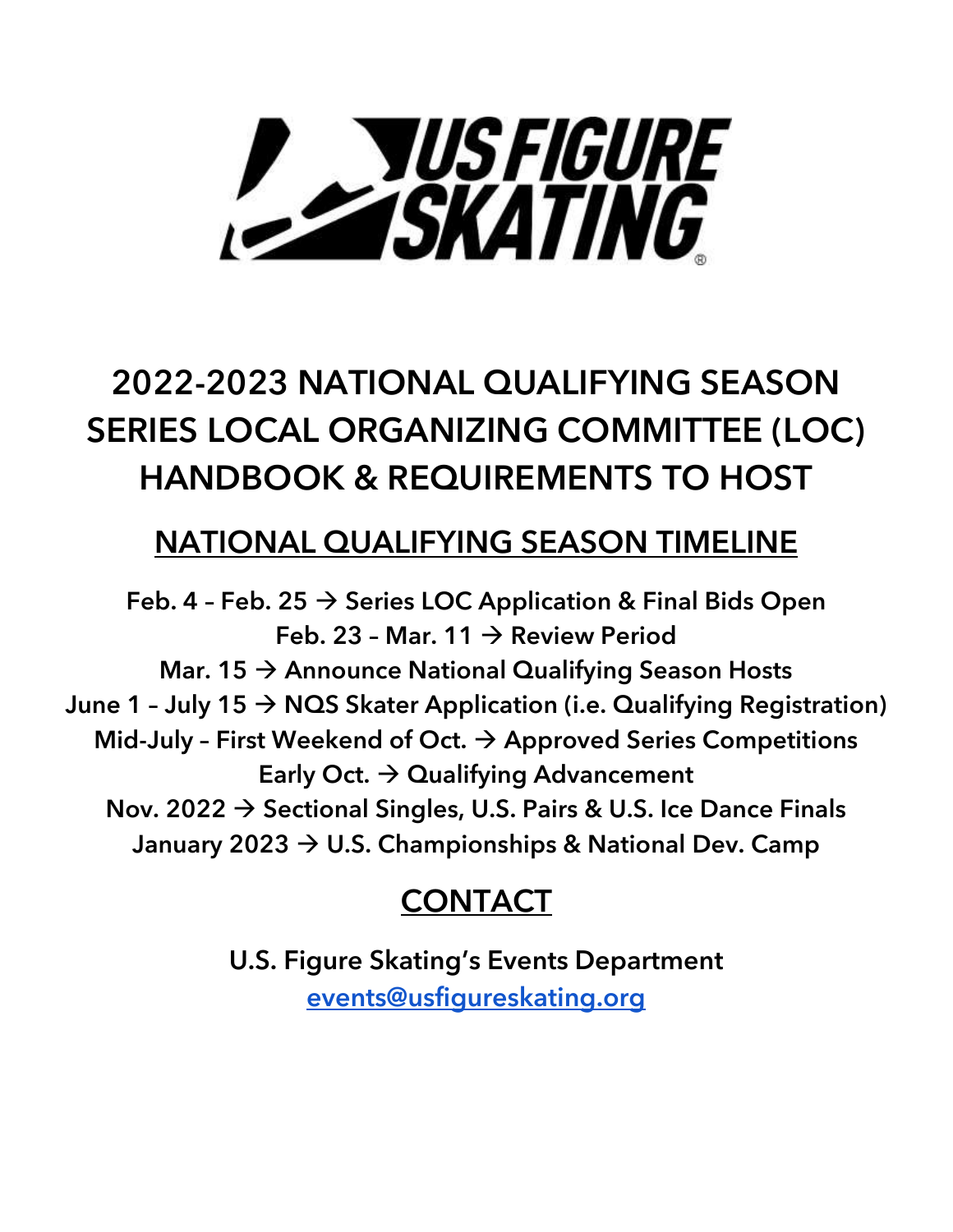# 2022-2023 NATIONAL QUALIFYING SEASON SERIES LOCAL ORGANIZING COMMITTEE (LOC) HANDBOOK & REQUIREMENTS TO HOST

## NATIONAL QUALIFYING SEASON TIMELINE

**Feb. 4 – Feb. 25 → Series LOC Application & Final Bids Open**
**Feb. 23 – Mar. 11 → Review Period**
**Mar. 15 → Announce National Qualifying Season Hosts**
**June 1 – July 15 → NQS Skater Application (i.e. Qualifying Registration)**
**Mid-July – First Weekend of Oct. → Approved Series Competitions**
**Early Oct. → Qualifying Advancement**
**Nov. 2022 → Sectional Singles, U.S. Pairs & U.S. Ice Dance Finals**
**January 2023 → U.S. Championships & National Dev. Camp**

## CONTACT

**U.S. Figure Skating's Events Department**
**events@usfigureskating.org**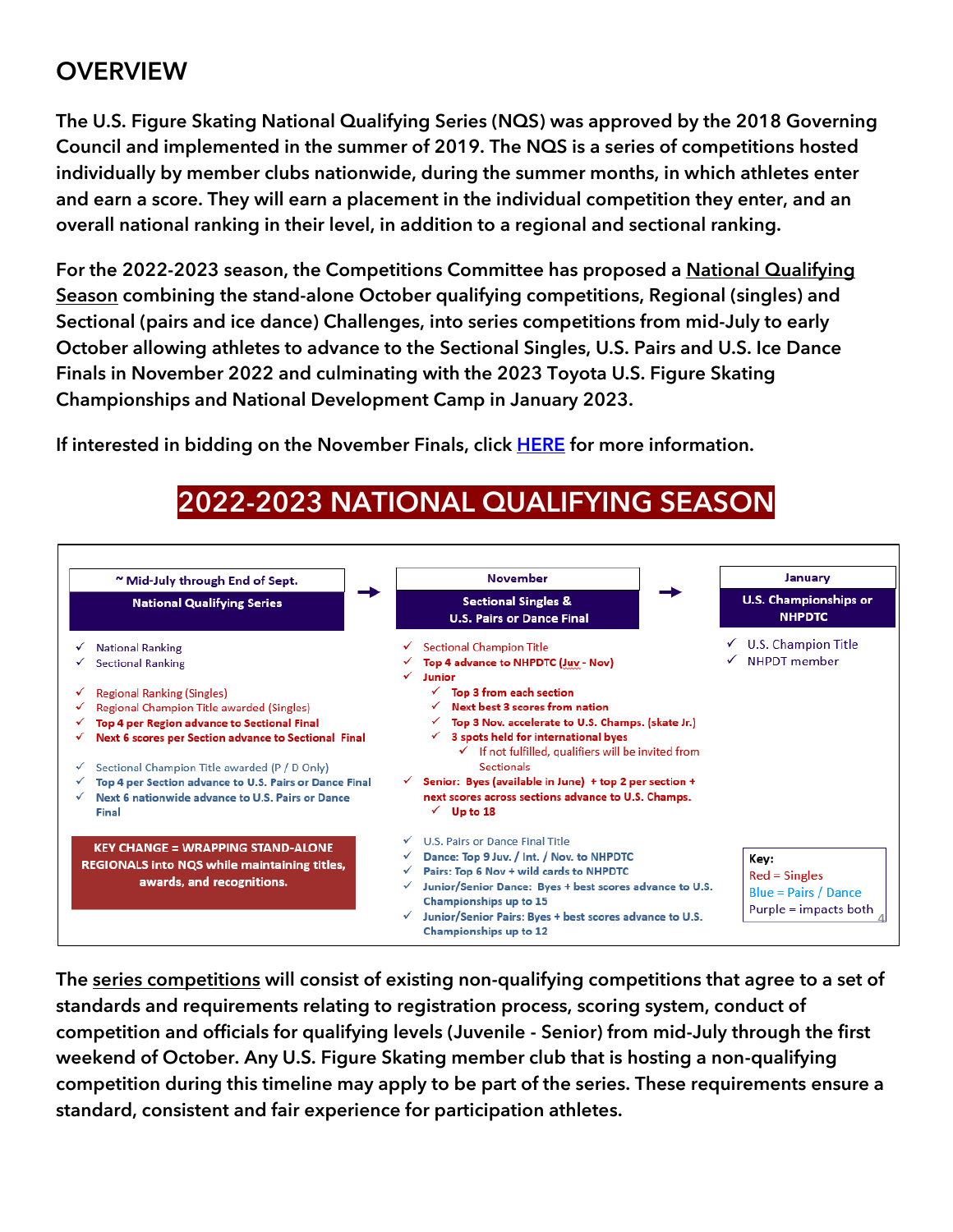## OVERVIEW

**The U.S. Figure Skating National Qualifying Series (NQS) was approved by the 2018 Governing Council and implemented in the summer of 2019. The NQS is a series of competitions hosted individually by member clubs nationwide, during the summer months, in which athletes enter and earn a score. They will earn a placement in the individual competition they enter, and an overall national ranking in their level, in addition to a regional and sectional ranking.**

**For the 2022-2023 season, the Competitions Committee has proposed a <u>National Qualifying Season</u> combining the stand-alone October qualifying competitions, Regional (singles) and Sectional (pairs and ice dance) Challenges, into series competitions from mid-July to early October allowing athletes to advance to the Sectional Singles, U.S. Pairs and U.S. Ice Dance Finals in November 2022 and culminating with the 2023 Toyota U.S. Figure Skating Championships and National Development Camp in January 2023.**

**If interested in bidding on the November Finals, click [HERE](#) for more information.**

## 2022-2023 NATIONAL QUALIFYING SEASON

**~ Mid-July through End of Sept.**
**National Qualifying Series** →

- ✓ National Ranking
- ✓ Sectional Ranking
- ✓ Regional Ranking (Singles)
- ✓ Regional Champion Title awarded (Singles)
- ✓ **Top 4 per Region advance to Sectional Final**
- ✓ **Next 6 scores per Section advance to Sectional Final**
- ✓ Sectional Champion Title awarded (P / D Only)
- ✓ **Top 4 per Section advance to U.S. Pairs or Dance Final**
- ✓ **Next 6 nationwide advance to U.S. Pairs or Dance Final**

**KEY CHANGE = WRAPPING STAND-ALONE REGIONALS into NQS while maintaining titles, awards, and recognitions.**

**November**
**Sectional Singles & U.S. Pairs or Dance Final** →

- ✓ Sectional Champion Title
- ✓ **Top 4 advance to NHPDTC (Juv - Nov)**
- ✓ **Junior**
  - ✓ **Top 3 from each section**
  - ✓ **Next best 3 scores from nation**
  - ✓ **Top 3 Nov. accelerate to U.S. Champs. (skate Jr.)**
  - ✓ **3 spots held for international byes**
    - ✓ If not fulfilled, qualifiers will be invited from Sectionals
- ✓ **Senior: Byes (available in June) + top 2 per section + next scores across sections advance to U.S. Champs.**
  - ✓ **Up to 18**
- ✓ U.S. Pairs or Dance Final Title
- ✓ **Dance: Top 9 Juv. / Int. / Nov. to NHPDTC**
- ✓ **Pairs: Top 6 Nov + wild cards to NHPDTC**
- ✓ **Junior/Senior Dance: Byes + best scores advance to U.S. Championships up to 15**
- ✓ **Junior/Senior Pairs: Byes + best scores advance to U.S. Championships up to 12**

**January**
**U.S. Championships or NHPDTC**

- ✓ U.S. Champion Title
- ✓ NHPDT member

**Key:**
Red = Singles
Blue = Pairs / Dance
Purple = impacts both

**The <u>series competitions</u> will consist of existing non-qualifying competitions that agree to a set of standards and requirements relating to registration process, scoring system, conduct of competition and officials for qualifying levels (Juvenile - Senior) from mid-July through the first weekend of October. Any U.S. Figure Skating member club that is hosting a non-qualifying competition during this timeline may apply to be part of the series. These requirements ensure a standard, consistent and fair experience for participation athletes.**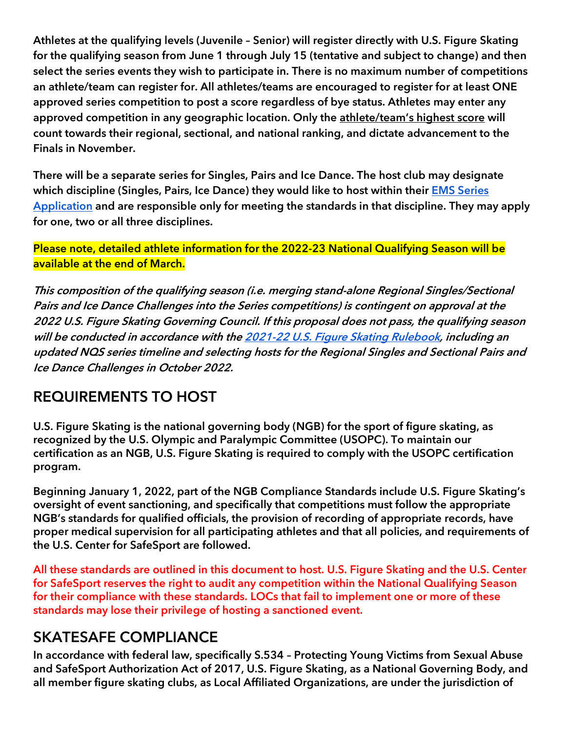**Athletes at the qualifying levels (Juvenile – Senior) will register directly with U.S. Figure Skating for the qualifying season from June 1 through July 15 (tentative and subject to change) and then select the series events they wish to participate in. There is no maximum number of competitions an athlete/team can register for. All athletes/teams are encouraged to register for at least ONE approved series competition to post a score regardless of bye status. Athletes may enter any approved competition in any geographic location. Only the athlete/team's highest score will count towards their regional, sectional, and national ranking, and dictate advancement to the Finals in November.**

**There will be a separate series for Singles, Pairs and Ice Dance. The host club may designate which discipline (Singles, Pairs, Ice Dance) they would like to host within their [EMS Series Application](#) and are responsible only for meeting the standards in that discipline. They may apply for one, two or all three disciplines.**

**Please note, detailed athlete information for the 2022-23 National Qualifying Season will be available at the end of March.**

***This composition of the qualifying season (i.e. merging stand-alone Regional Singles/Sectional Pairs and Ice Dance Challenges into the Series competitions) is contingent on approval at the 2022 U.S. Figure Skating Governing Council. If this proposal does not pass, the qualifying season will be conducted in accordance with the [2021-22 U.S. Figure Skating Rulebook](#), including an updated NQS series timeline and selecting hosts for the Regional Singles and Sectional Pairs and Ice Dance Challenges in October 2022.***

## REQUIREMENTS TO HOST

**U.S. Figure Skating is the national governing body (NGB) for the sport of figure skating, as recognized by the U.S. Olympic and Paralympic Committee (USOPC). To maintain our certification as an NGB, U.S. Figure Skating is required to comply with the USOPC certification program.**

**Beginning January 1, 2022, part of the NGB Compliance Standards include U.S. Figure Skating's oversight of event sanctioning, and specifically that competitions must follow the appropriate NGB's standards for qualified officials, the provision of recording of appropriate records, have proper medical supervision for all participating athletes and that all policies, and requirements of the U.S. Center for SafeSport are followed.**

**All these standards are outlined in this document to host. U.S. Figure Skating and the U.S. Center for SafeSport reserves the right to audit any competition within the National Qualifying Season for their compliance with these standards. LOCs that fail to implement one or more of these standards may lose their privilege of hosting a sanctioned event.**

## SKATESAFE COMPLIANCE

**In accordance with federal law, specifically S.534 – Protecting Young Victims from Sexual Abuse and SafeSport Authorization Act of 2017, U.S. Figure Skating, as a National Governing Body, and all member figure skating clubs, as Local Affiliated Organizations, are under the jurisdiction of**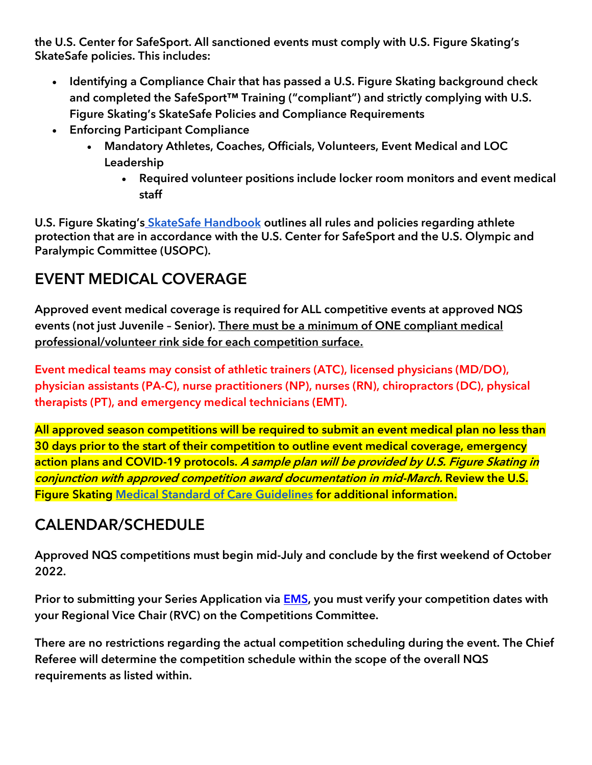**the U.S. Center for SafeSport. All sanctioned events must comply with U.S. Figure Skating's SkateSafe policies. This includes:**

- **Identifying a Compliance Chair that has passed a U.S. Figure Skating background check and completed the SafeSport™ Training ("compliant") and strictly complying with U.S. Figure Skating's SkateSafe Policies and Compliance Requirements**
- **Enforcing Participant Compliance**
  - **Mandatory Athletes, Coaches, Officials, Volunteers, Event Medical and LOC Leadership**
    - **Required volunteer positions include locker room monitors and event medical staff**

**U.S. Figure Skating's SkateSafe Handbook outlines all rules and policies regarding athlete protection that are in accordance with the U.S. Center for SafeSport and the U.S. Olympic and Paralympic Committee (USOPC).**

## EVENT MEDICAL COVERAGE

**Approved event medical coverage is required for ALL competitive events at approved NQS events (not just Juvenile – Senior). There must be a minimum of ONE compliant medical professional/volunteer rink side for each competition surface.**

**Event medical teams may consist of athletic trainers (ATC), licensed physicians (MD/DO), physician assistants (PA-C), nurse practitioners (NP), nurses (RN), chiropractors (DC), physical therapists (PT), and emergency medical technicians (EMT).**

**All approved season competitions will be required to submit an event medical plan no less than 30 days prior to the start of their competition to outline event medical coverage, emergency action plans and COVID-19 protocols. *A sample plan will be provided by U.S. Figure Skating in conjunction with approved competition award documentation in mid-March.* Review the U.S. Figure Skating Medical Standard of Care Guidelines for additional information.**

## CALENDAR/SCHEDULE

**Approved NQS competitions must begin mid-July and conclude by the first weekend of October 2022.**

**Prior to submitting your Series Application via EMS, you must verify your competition dates with your Regional Vice Chair (RVC) on the Competitions Committee.**

**There are no restrictions regarding the actual competition scheduling during the event. The Chief Referee will determine the competition schedule within the scope of the overall NQS requirements as listed within.**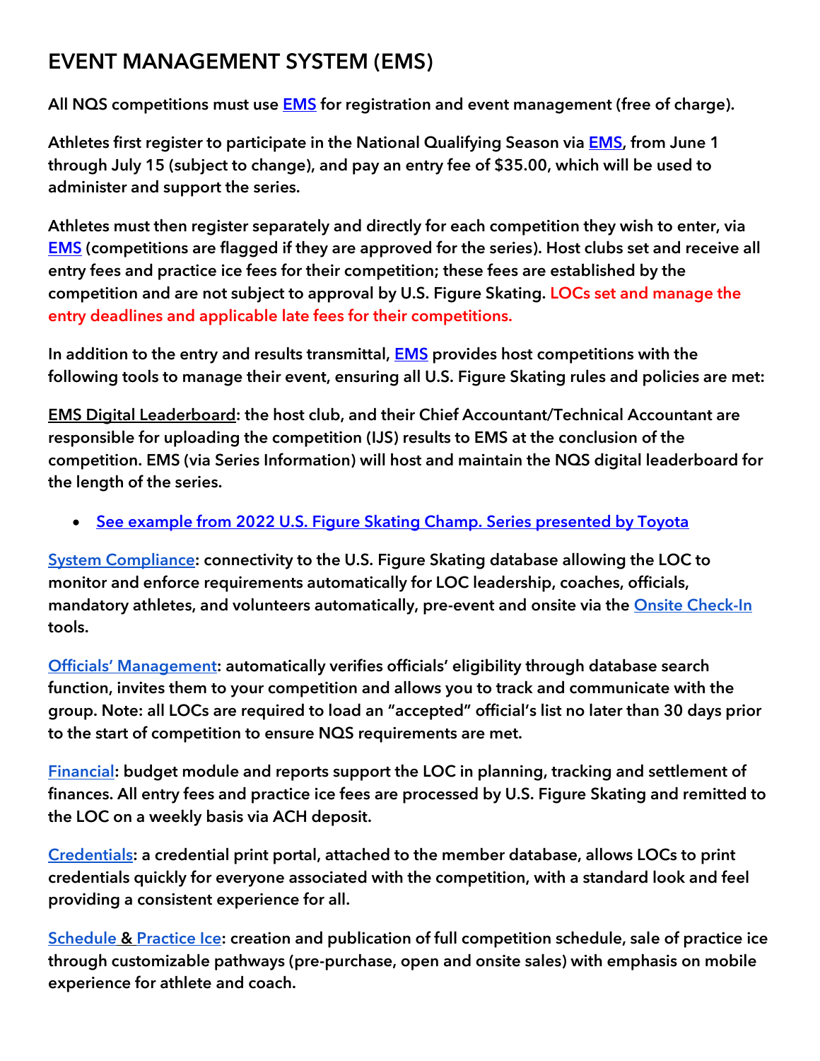## EVENT MANAGEMENT SYSTEM (EMS)

**All NQS competitions must use EMS for registration and event management (free of charge).**

**Athletes first register to participate in the National Qualifying Season via EMS, from June 1 through July 15 (subject to change), and pay an entry fee of $35.00, which will be used to administer and support the series.**

**Athletes must then register separately and directly for each competition they wish to enter, via EMS (competitions are flagged if they are approved for the series). Host clubs set and receive all entry fees and practice ice fees for their competition; these fees are established by the competition and are not subject to approval by U.S. Figure Skating. LOCs set and manage the entry deadlines and applicable late fees for their competitions.**

**In addition to the entry and results transmittal, EMS provides host competitions with the following tools to manage their event, ensuring all U.S. Figure Skating rules and policies are met:**

**EMS Digital Leaderboard: the host club, and their Chief Accountant/Technical Accountant are responsible for uploading the competition (IJS) results to EMS at the conclusion of the competition. EMS (via Series Information) will host and maintain the NQS digital leaderboard for the length of the series.**

- **See example from 2022 U.S. Figure Skating Champ. Series presented by Toyota**

**System Compliance: connectivity to the U.S. Figure Skating database allowing the LOC to monitor and enforce requirements automatically for LOC leadership, coaches, officials, mandatory athletes, and volunteers automatically, pre-event and onsite via the Onsite Check-In tools.**

**Officials' Management: automatically verifies officials' eligibility through database search function, invites them to your competition and allows you to track and communicate with the group. Note: all LOCs are required to load an "accepted" official's list no later than 30 days prior to the start of competition to ensure NQS requirements are met.**

**Financial: budget module and reports support the LOC in planning, tracking and settlement of finances. All entry fees and practice ice fees are processed by U.S. Figure Skating and remitted to the LOC on a weekly basis via ACH deposit.**

**Credentials: a credential print portal, attached to the member database, allows LOCs to print credentials quickly for everyone associated with the competition, with a standard look and feel providing a consistent experience for all.**

**Schedule & Practice Ice: creation and publication of full competition schedule, sale of practice ice through customizable pathways (pre-purchase, open and onsite sales) with emphasis on mobile experience for athlete and coach.**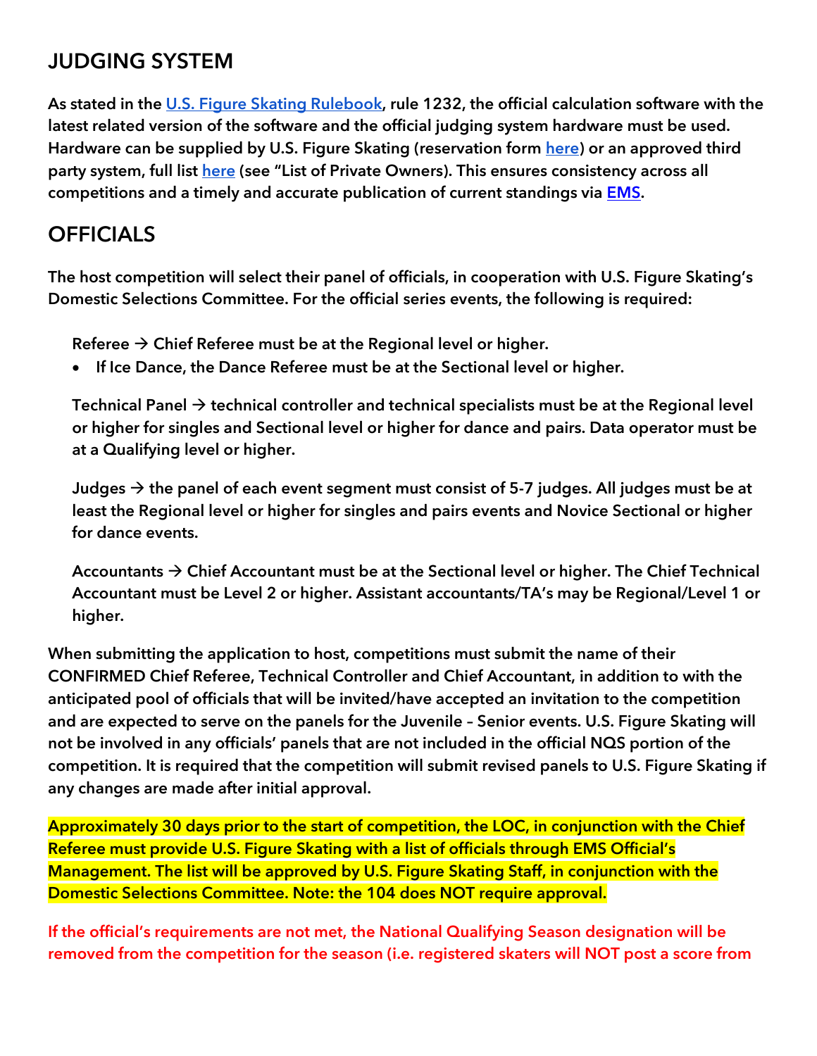## JUDGING SYSTEM

**As stated in the U.S. Figure Skating Rulebook, rule 1232, the official calculation software with the latest related version of the software and the official judging system hardware must be used. Hardware can be supplied by U.S. Figure Skating (reservation form here) or an approved third party system, full list here (see "List of Private Owners). This ensures consistency across all competitions and a timely and accurate publication of current standings via EMS.**

## OFFICIALS

**The host competition will select their panel of officials, in cooperation with U.S. Figure Skating's Domestic Selections Committee. For the official series events, the following is required:**

**Referee → Chief Referee must be at the Regional level or higher.**

- **If Ice Dance, the Dance Referee must be at the Sectional level or higher.**

**Technical Panel → technical controller and technical specialists must be at the Regional level or higher for singles and Sectional level or higher for dance and pairs. Data operator must be at a Qualifying level or higher.**

**Judges → the panel of each event segment must consist of 5-7 judges. All judges must be at least the Regional level or higher for singles and pairs events and Novice Sectional or higher for dance events.**

**Accountants → Chief Accountant must be at the Sectional level or higher. The Chief Technical Accountant must be Level 2 or higher. Assistant accountants/TA's may be Regional/Level 1 or higher.**

**When submitting the application to host, competitions must submit the name of their CONFIRMED Chief Referee, Technical Controller and Chief Accountant, in addition to with the anticipated pool of officials that will be invited/have accepted an invitation to the competition and are expected to serve on the panels for the Juvenile – Senior events. U.S. Figure Skating will not be involved in any officials' panels that are not included in the official NQS portion of the competition. It is required that the competition will submit revised panels to U.S. Figure Skating if any changes are made after initial approval.**

**Approximately 30 days prior to the start of competition, the LOC, in conjunction with the Chief Referee must provide U.S. Figure Skating with a list of officials through EMS Official's Management. The list will be approved by U.S. Figure Skating Staff, in conjunction with the Domestic Selections Committee. Note: the 104 does NOT require approval.**

**If the official's requirements are not met, the National Qualifying Season designation will be removed from the competition for the season (i.e. registered skaters will NOT post a score from**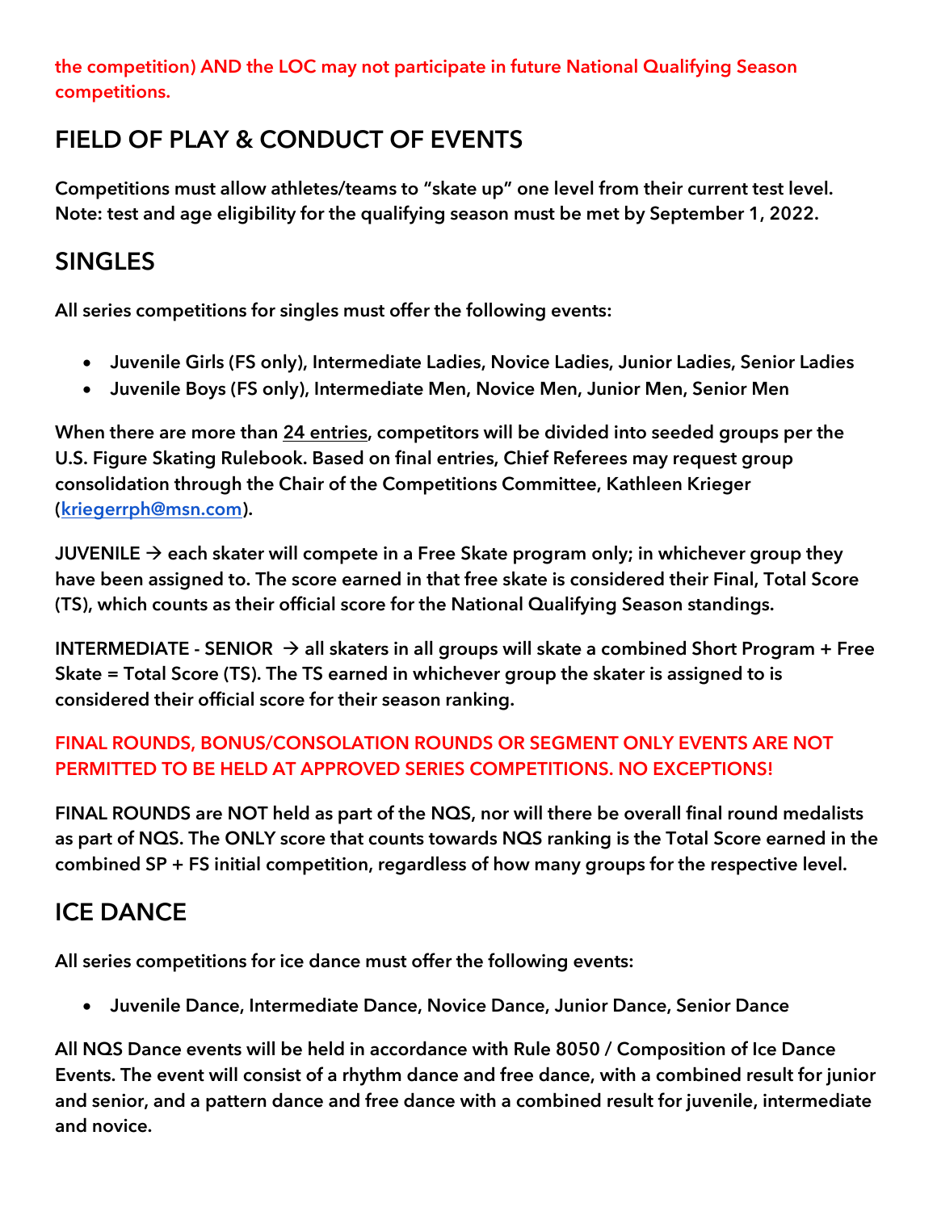**the competition) AND the LOC may not participate in future National Qualifying Season competitions.**

## FIELD OF PLAY & CONDUCT OF EVENTS

**Competitions must allow athletes/teams to "skate up" one level from their current test level. Note: test and age eligibility for the qualifying season must be met by September 1, 2022.**

## SINGLES

**All series competitions for singles must offer the following events:**

- **Juvenile Girls (FS only), Intermediate Ladies, Novice Ladies, Junior Ladies, Senior Ladies**
- **Juvenile Boys (FS only), Intermediate Men, Novice Men, Junior Men, Senior Men**

**When there are more than 24 entries, competitors will be divided into seeded groups per the U.S. Figure Skating Rulebook. Based on final entries, Chief Referees may request group consolidation through the Chair of the Competitions Committee, Kathleen Krieger (kriegerrph@msn.com).**

**JUVENILE → each skater will compete in a Free Skate program only; in whichever group they have been assigned to. The score earned in that free skate is considered their Final, Total Score (TS), which counts as their official score for the National Qualifying Season standings.**

**INTERMEDIATE - SENIOR → all skaters in all groups will skate a combined Short Program + Free Skate = Total Score (TS). The TS earned in whichever group the skater is assigned to is considered their official score for their season ranking.**

**FINAL ROUNDS, BONUS/CONSOLATION ROUNDS OR SEGMENT ONLY EVENTS ARE NOT PERMITTED TO BE HELD AT APPROVED SERIES COMPETITIONS. NO EXCEPTIONS!**

**FINAL ROUNDS are NOT held as part of the NQS, nor will there be overall final round medalists as part of NQS. The ONLY score that counts towards NQS ranking is the Total Score earned in the combined SP + FS initial competition, regardless of how many groups for the respective level.**

## ICE DANCE

**All series competitions for ice dance must offer the following events:**

- **Juvenile Dance, Intermediate Dance, Novice Dance, Junior Dance, Senior Dance**

**All NQS Dance events will be held in accordance with Rule 8050 / Composition of Ice Dance Events. The event will consist of a rhythm dance and free dance, with a combined result for junior and senior, and a pattern dance and free dance with a combined result for juvenile, intermediate and novice.**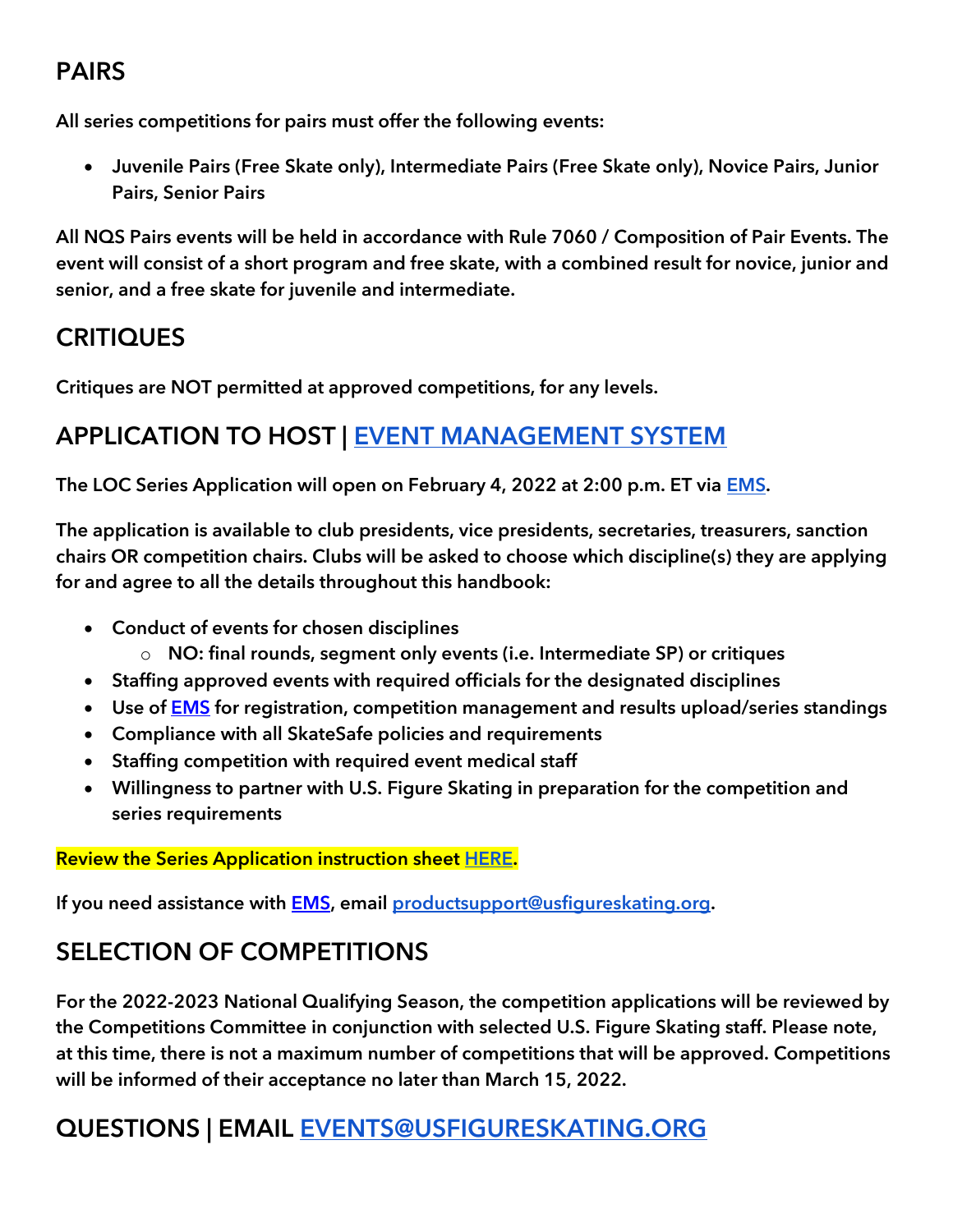## PAIRS

**All series competitions for pairs must offer the following events:**

- **Juvenile Pairs (Free Skate only), Intermediate Pairs (Free Skate only), Novice Pairs, Junior Pairs, Senior Pairs**

**All NQS Pairs events will be held in accordance with Rule 7060 / Composition of Pair Events. The event will consist of a short program and free skate, with a combined result for novice, junior and senior, and a free skate for juvenile and intermediate.**

## CRITIQUES

**Critiques are NOT permitted at approved competitions, for any levels.**

## APPLICATION TO HOST | [EVENT MANAGEMENT SYSTEM]

**The LOC Series Application will open on February 4, 2022 at 2:00 p.m. ET via EMS.**

**The application is available to club presidents, vice presidents, secretaries, treasurers, sanction chairs OR competition chairs. Clubs will be asked to choose which discipline(s) they are applying for and agree to all the details throughout this handbook:**

- **Conduct of events for chosen disciplines**
  - **NO: final rounds, segment only events (i.e. Intermediate SP) or critiques**
- **Staffing approved events with required officials for the designated disciplines**
- **Use of EMS for registration, competition management and results upload/series standings**
- **Compliance with all SkateSafe policies and requirements**
- **Staffing competition with required event medical staff**
- **Willingness to partner with U.S. Figure Skating in preparation for the competition and series requirements**

**Review the Series Application instruction sheet HERE.**

**If you need assistance with EMS, email productsupport@usfigureskating.org.**

## SELECTION OF COMPETITIONS

**For the 2022-2023 National Qualifying Season, the competition applications will be reviewed by the Competitions Committee in conjunction with selected U.S. Figure Skating staff. Please note, at this time, there is not a maximum number of competitions that will be approved. Competitions will be informed of their acceptance no later than March 15, 2022.**

## QUESTIONS | EMAIL EVENTS@USFIGURESKATING.ORG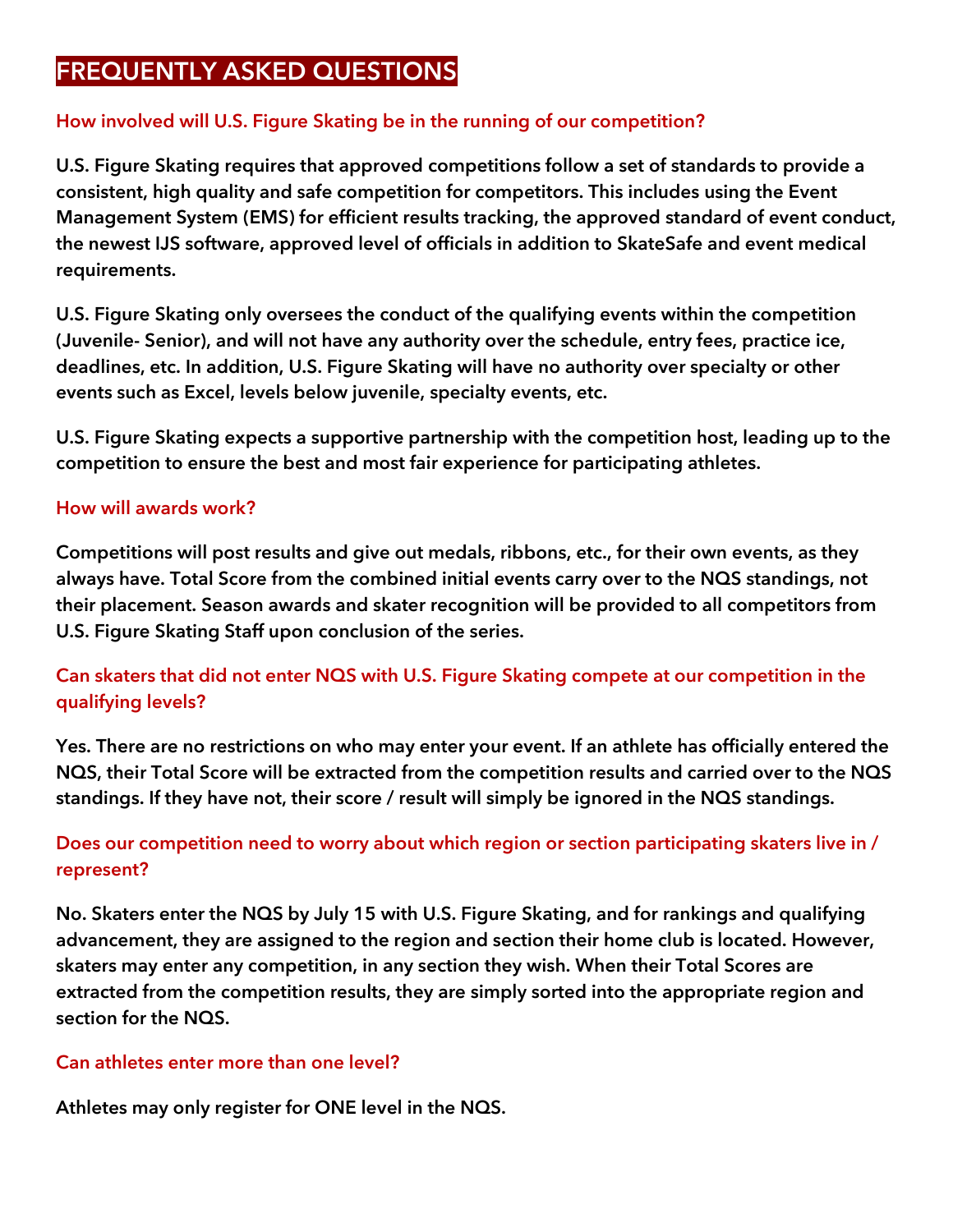# FREQUENTLY ASKED QUESTIONS

### How involved will U.S. Figure Skating be in the running of our competition?

U.S. Figure Skating requires that approved competitions follow a set of standards to provide a consistent, high quality and safe competition for competitors. This includes using the Event Management System (EMS) for efficient results tracking, the approved standard of event conduct, the newest IJS software, approved level of officials in addition to SkateSafe and event medical requirements.

U.S. Figure Skating only oversees the conduct of the qualifying events within the competition (Juvenile- Senior), and will not have any authority over the schedule, entry fees, practice ice, deadlines, etc. In addition, U.S. Figure Skating will have no authority over specialty or other events such as Excel, levels below juvenile, specialty events, etc.

U.S. Figure Skating expects a supportive partnership with the competition host, leading up to the competition to ensure the best and most fair experience for participating athletes.

### How will awards work?

Competitions will post results and give out medals, ribbons, etc., for their own events, as they always have. Total Score from the combined initial events carry over to the NQS standings, not their placement. Season awards and skater recognition will be provided to all competitors from U.S. Figure Skating Staff upon conclusion of the series.

### Can skaters that did not enter NQS with U.S. Figure Skating compete at our competition in the qualifying levels?

Yes. There are no restrictions on who may enter your event. If an athlete has officially entered the NQS, their Total Score will be extracted from the competition results and carried over to the NQS standings. If they have not, their score / result will simply be ignored in the NQS standings.

### Does our competition need to worry about which region or section participating skaters live in / represent?

No. Skaters enter the NQS by July 15 with U.S. Figure Skating, and for rankings and qualifying advancement, they are assigned to the region and section their home club is located. However, skaters may enter any competition, in any section they wish. When their Total Scores are extracted from the competition results, they are simply sorted into the appropriate region and section for the NQS.

### Can athletes enter more than one level?

Athletes may only register for ONE level in the NQS.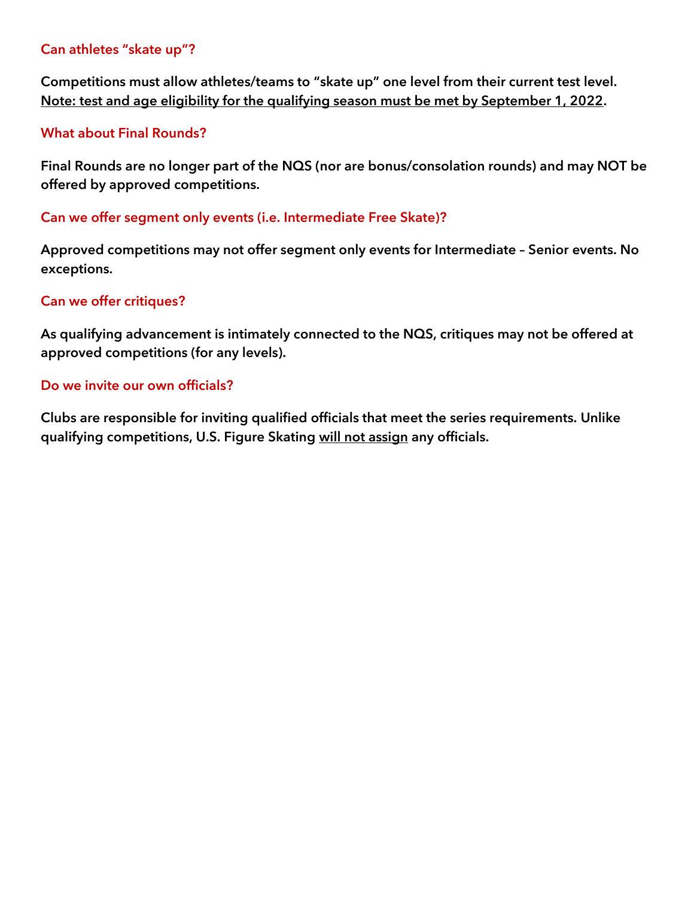### Can athletes “skate up”?

**Competitions must allow athletes/teams to “skate up” one level from their current test level. <u>Note: test and age eligibility for the qualifying season must be met by September 1, 2022</u>.**

### What about Final Rounds?

**Final Rounds are no longer part of the NQS (nor are bonus/consolation rounds) and may NOT be offered by approved competitions.**

### Can we offer segment only events (i.e. Intermediate Free Skate)?

**Approved competitions may not offer segment only events for Intermediate – Senior events. No exceptions.**

### Can we offer critiques?

**As qualifying advancement is intimately connected to the NQS, critiques may not be offered at approved competitions (for any levels).**

### Do we invite our own officials?

**Clubs are responsible for inviting qualified officials that meet the series requirements. Unlike qualifying competitions, U.S. Figure Skating <u>will not assign</u> any officials.**